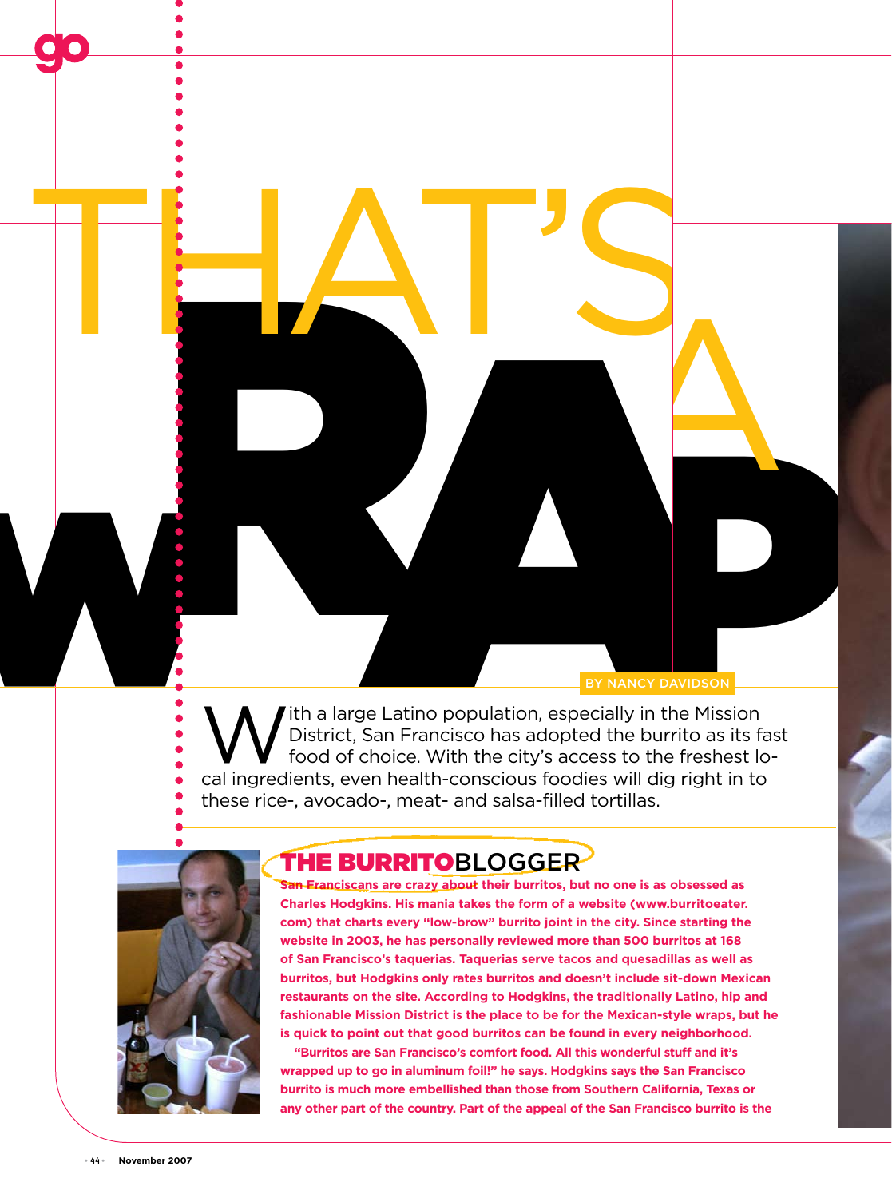go

# THAT'S A WRAP

BY NANCY DAVIDSON

With a large Latino population, especially in the Mission District, San Francisco has adopted the burrito as its fast food of choice. With the city's access to the freshest local ingredients, even health-conscious foodies will dig right in to these rice-, avocado-, meat- and salsa-filled tortillas.

## THE BURRITOBLOGGER

**San Franciscans are crazy about their burritos, but no one is as obsessed as Charles Hodgkins. His mania takes the form of a website (www.burritoeater.com) that charts every "low-brow" burrito joint in the city. Since starting the website in 2003, he has personally reviewed more than 500 burritos at 168 of San Francisco's taquerias. Taquerias serve tacos and quesadillas as well as burritos, but Hodgkins only rates burritos and doesn't include sit-down Mexican restaurants on the site. According to Hodgkins, the traditionally Latino, hip and fashionable Mission District is the place to be for the Mexican-style wraps, but he is quick to point out that good burritos can be found in every neighborhood.**

**"Burritos are San Francisco's comfort food. All this wonderful stuff and it's wrapped up to go in aluminum foil!" he says. Hodgkins says the San Francisco burrito is much more embellished than those from Southern California, Texas or any other part of the country. Part of the appeal of the San Francisco burrito is the**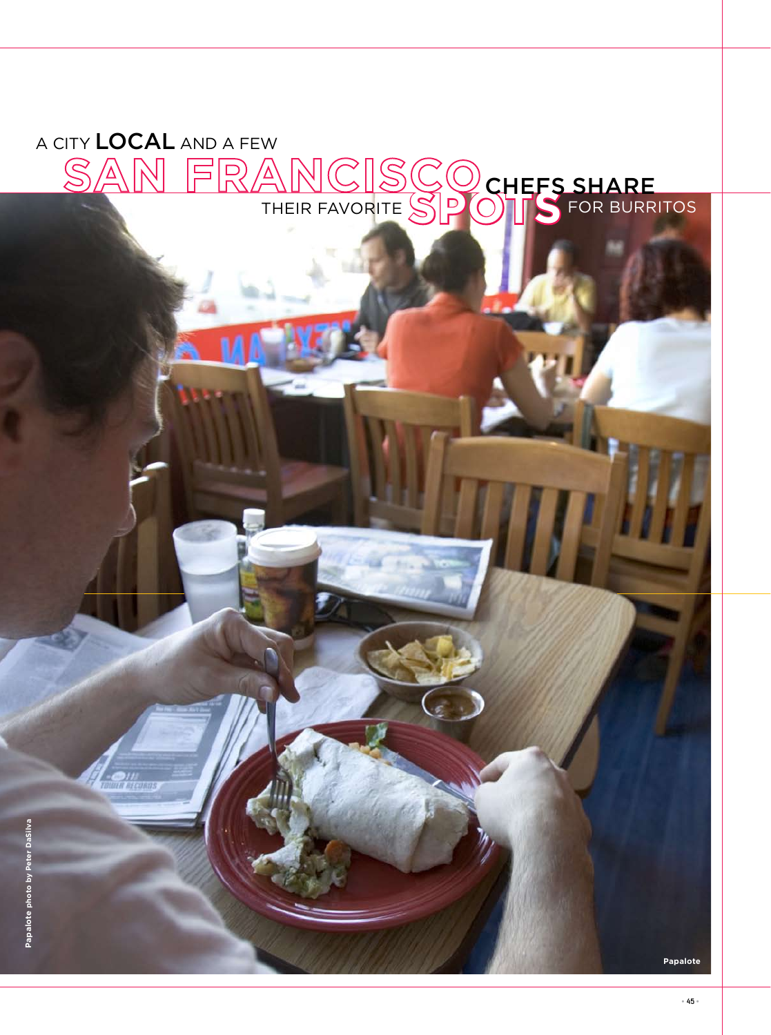# A CITY LOCAL AND A FEW SAN FRANCISCO CHEFS SHARE THEIR FAVORITE SPOTS FOR BURRITOS

Papalote photo by Peter DaSilva

Papalote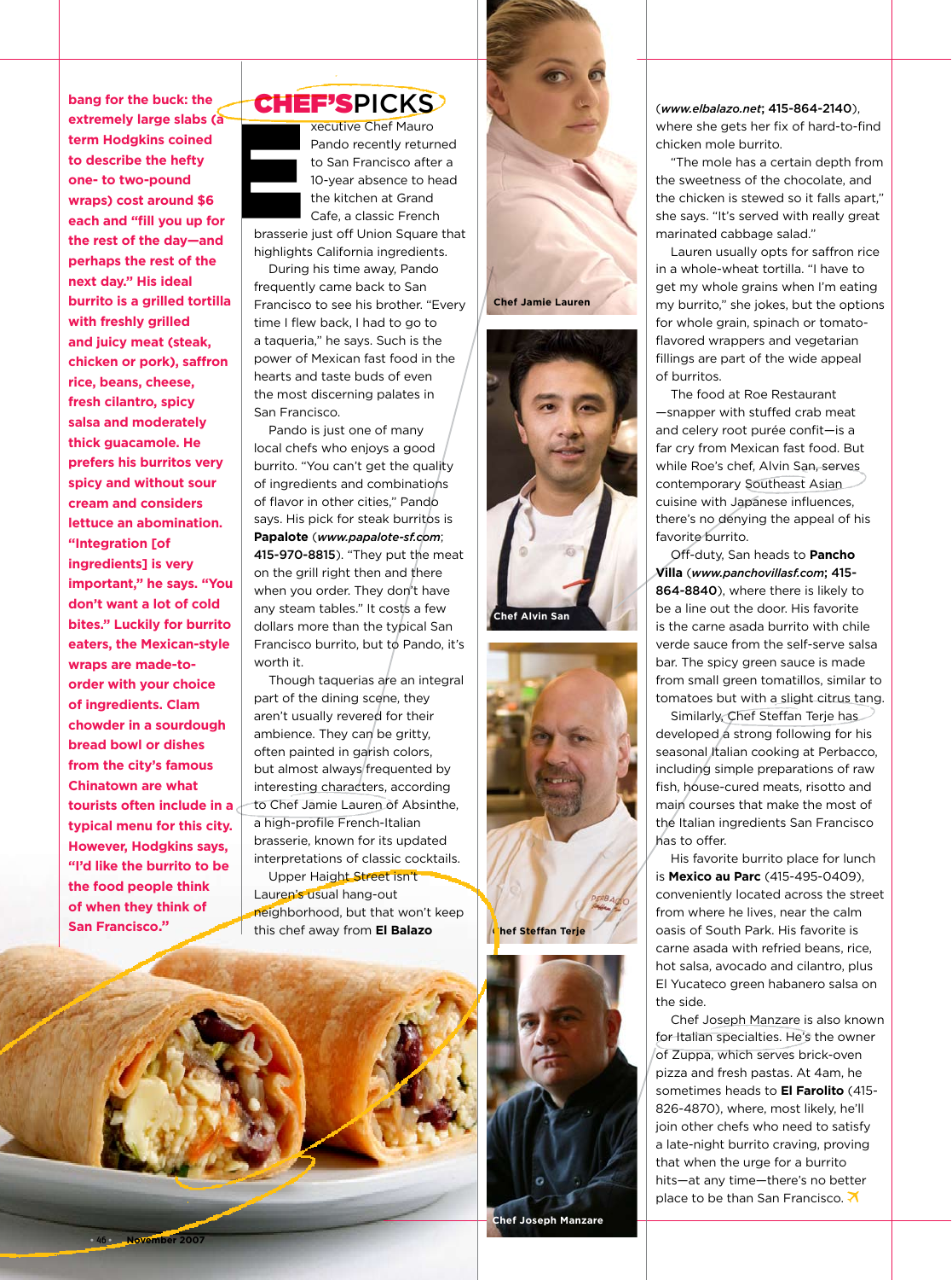bang for the buck: the extremely large slabs (a term Hodgkins coined to describe the hefty one- to two-pound wraps) cost around $6 each and "fill you up for the rest of the day—and perhaps the rest of the next day." His ideal burrito is a grilled tortilla with freshly grilled and juicy meat (steak, chicken or pork), saffron rice, beans, cheese, fresh cilantro, spicy salsa and moderately thick guacamole. He prefers his burritos very spicy and without sour cream and considers lettuce an abomination. "Integration [of ingredients] is very important," he says. "You don't want a lot of cold bites." Luckily for burrito eaters, the Mexican-style wraps are made-to-order with your choice of ingredients. Clam chowder in a sourdough bread bowl or dishes from the city's famous Chinatown are what tourists often include in a typical menu for this city. However, Hodgkins says, "I'd like the burrito to be the food people think of when they think of San Francisco."

## CHEF'SPICKS

Executive Chef Mauro Pando recently returned to San Francisco after a 10-year absence to head the kitchen at Grand Cafe, a classic French brasserie just off Union Square that highlights California ingredients.

During his time away, Pando frequently came back to San Francisco to see his brother. "Every time I flew back, I had to go to a taqueria," he says. Such is the power of Mexican fast food in the hearts and taste buds of even the most discerning palates in San Francisco.

Pando is just one of many local chefs who enjoys a good burrito. "You can't get the quality of ingredients and combinations of flavor in other cities," Pando says. His pick for steak burritos is **Papalote** (*www.papalote-sf.com*; **415-970-8815**). "They put the meat on the grill right then and there when you order. They don't have any steam tables." It costs a few dollars more than the typical San Francisco burrito, but to Pando, it's worth it.

Though taquerias are an integral part of the dining scene, they aren't usually revered for their ambience. They can be gritty, often painted in garish colors, but almost always frequented by interesting characters, according to Chef Jamie Lauren of Absinthe, a high-profile French-Italian brasserie, known for its updated interpretations of classic cocktails.

Upper Haight Street isn't Lauren's usual hang-out neighborhood, but that won't keep this chef away from **El Balazo** (*www.elbalazo.net*; **415-864-2140**), where she gets her fix of hard-to-find chicken mole burrito.

"The mole has a certain depth from the sweetness of the chocolate, and the chicken is stewed so it falls apart," she says. "It's served with really great marinated cabbage salad."

Lauren usually opts for saffron rice in a whole-wheat tortilla. "I have to get my whole grains when I'm eating my burrito," she jokes, but the options for whole grain, spinach or tomato-flavored wrappers and vegetarian fillings are part of the wide appeal of burritos.

The food at Roe Restaurant —snapper with stuffed crab meat and celery root purée confit—is a far cry from Mexican fast food. But while Roe's chef, Alvin San, serves contemporary Southeast Asian cuisine with Japanese influences, there's no denying the appeal of his favorite burrito.

Off-duty, San heads to **Pancho Villa** (*www.panchovillasf.com*; **415-864-8840**), where there is likely to be a line out the door. His favorite is the carne asada burrito with chile verde sauce from the self-serve salsa bar. The spicy green sauce is made from small green tomatillos, similar to tomatoes but with a slight citrus tang.

Similarly, Chef Steffan Terje has developed a strong following for his seasonal Italian cooking at Perbacco, including simple preparations of raw fish, house-cured meats, risotto and main courses that make the most of the Italian ingredients San Francisco has to offer.

His favorite burrito place for lunch is **Mexico au Parc** (415-495-0409), conveniently located across the street from where he lives, near the calm oasis of South Park. His favorite is carne asada with refried beans, rice, hot salsa, avocado and cilantro, plus El Yucateco green habanero salsa on the side.

Chef Joseph Manzare is also known for Italian specialties. He's the owner of Zuppa, which serves brick-oven pizza and fresh pastas. At 4am, he sometimes heads to **El Farolito** (415-826-4870), where, most likely, he'll join other chefs who need to satisfy a late-night burrito craving, proving that when the urge for a burrito hits—at any time—there's no better place to be than San Francisco.

Chef Jamie Lauren

Chef Alvin San

Chef Steffan Terje

Chef Joseph Manzare